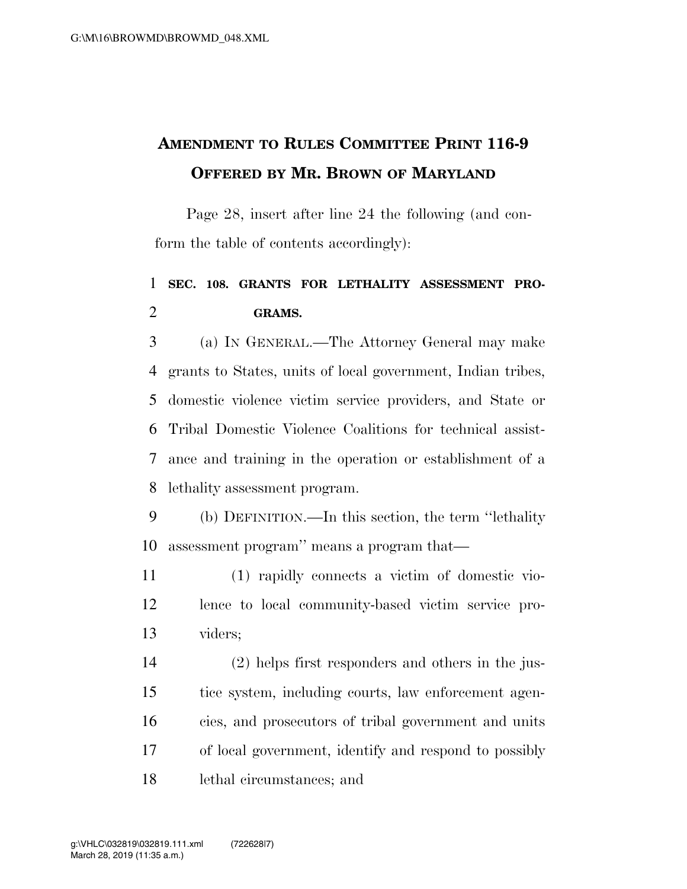## AMENDMENT TO RULES COMMITTEE PRINT 116-9
## OFFERED BY MR. BROWN OF MARYLAND

Page 28, insert after line 24 the following (and conform the table of contents accordingly):

**SEC. 108. GRANTS FOR LETHALITY ASSESSMENT PROGRAMS.**

(a) IN GENERAL.—The Attorney General may make grants to States, units of local government, Indian tribes, domestic violence victim service providers, and State or Tribal Domestic Violence Coalitions for technical assistance and training in the operation or establishment of a lethality assessment program.

(b) DEFINITION.—In this section, the term ''lethality assessment program'' means a program that—

(1) rapidly connects a victim of domestic violence to local community-based victim service providers;

(2) helps first responders and others in the justice system, including courts, law enforcement agencies, and prosecutors of tribal government and units of local government, identify and respond to possibly lethal circumstances; and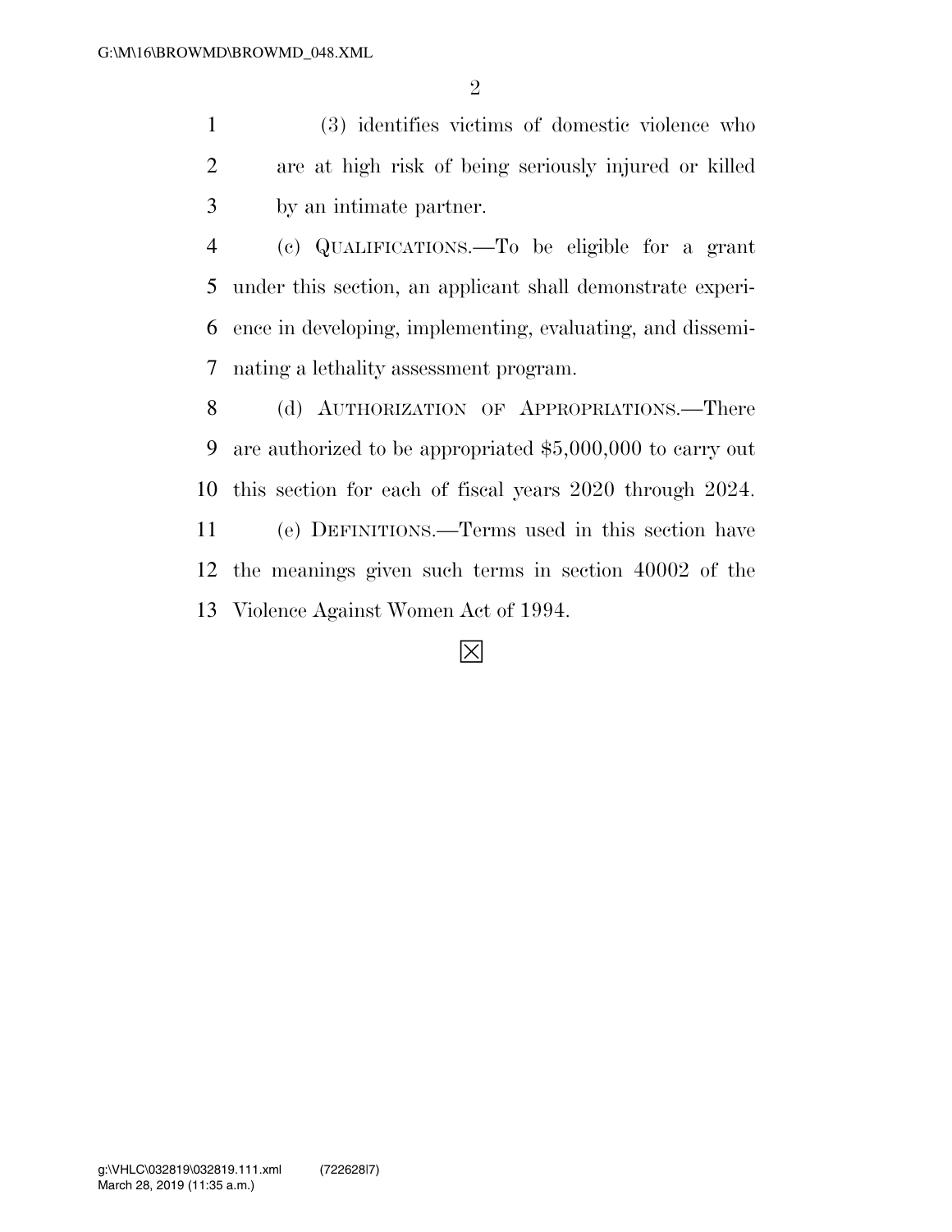(3) identifies victims of domestic violence who are at high risk of being seriously injured or killed by an intimate partner.

(c) QUALIFICATIONS.—To be eligible for a grant under this section, an applicant shall demonstrate experience in developing, implementing, evaluating, and disseminating a lethality assessment program.

(d) AUTHORIZATION OF APPROPRIATIONS.—There are authorized to be appropriated $5,000,000 to carry out this section for each of fiscal years 2020 through 2024.

(e) DEFINITIONS.—Terms used in this section have the meanings given such terms in section 40002 of the Violence Against Women Act of 1994.